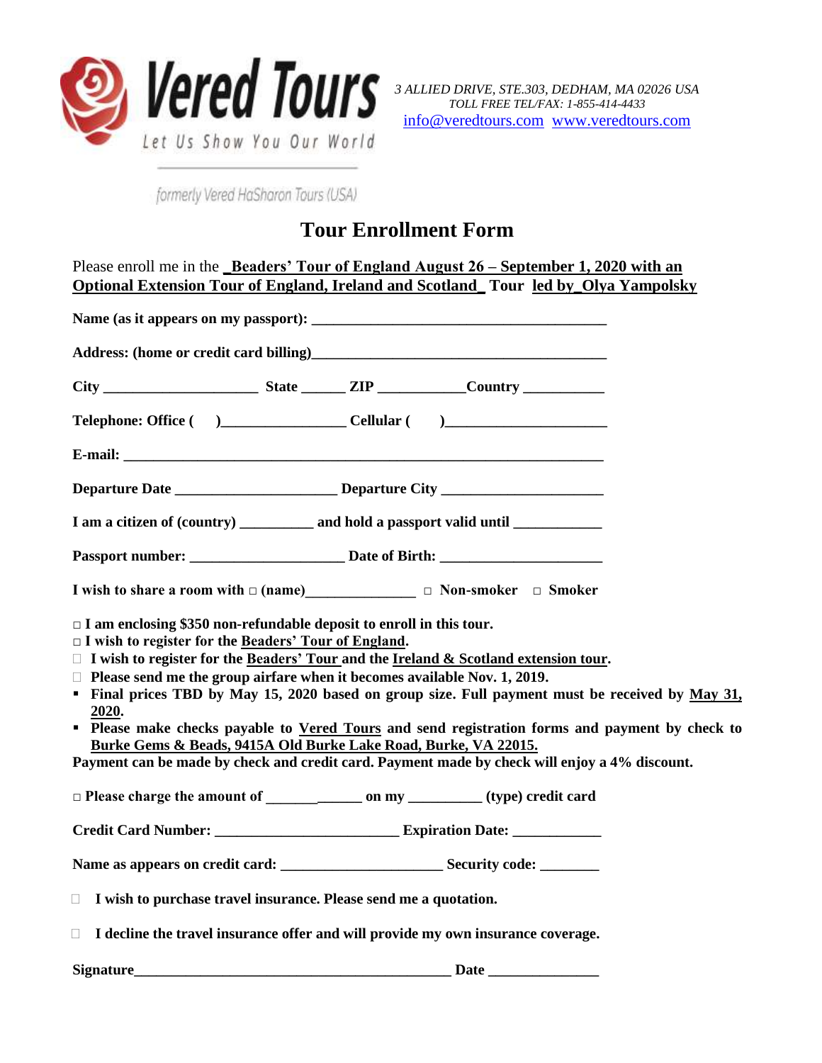**Vered Tours**

*Let Us Show You Our World*

*formerly Vered HaSharon Tours (USA)*

*3 ALLIED DRIVE, STE.303, DEDHAM, MA 02026 USA*
*TOLL FREE TEL/FAX: 1-855-414-4433*
info@veredtours.com www.veredtours.com

# Tour Enrollment Form

Please enroll me in the **_Beaders' Tour of England August 26 – September 1, 2020 with an Optional Extension Tour of England, Ireland and Scotland_** **Tour** **led by_Olya Yampolsky**

**Name (as it appears on my passport):** ________________________________________

**Address: (home or credit card billing)**________________________________________

**City** ____________________ **State** ______ **ZIP** ___________**Country** ___________

**Telephone: Office (   )**________________ **Cellular (   )**_____________________

**E-mail:** ________________________________________________________________

**Departure Date** _____________________ **Departure City** _____________________

**I am a citizen of (country)** _________ **and hold a passport valid until** ___________

**Passport number:** ____________________ **Date of Birth:** _____________________

**I wish to share a room with □ (name)**______________ **□ Non-smoker □ Smoker**

- □ **I am enclosing $350 non-refundable deposit to enroll in this tour.**
- □ **I wish to register for the Beaders' Tour of England.**
- □ **I wish to register for the Beaders' Tour and the Ireland & Scotland extension tour.**
- □ **Please send me the group airfare when it becomes available Nov. 1, 2019.**
- **Final prices TBD by May 15, 2020 based on group size. Full payment must be received by May 31, 2020.**
- **Please make checks payable to Vered Tours and send registration forms and payment by check to Burke Gems & Beads, 9415A Old Burke Lake Road, Burke, VA 22015.**

**Payment can be made by check and credit card. Payment made by check will enjoy a 4% discount.**

□ **Please charge the amount of** _____________ **on my** _________ **(type) credit card**

**Credit Card Number:** ________________________ **Expiration Date:** ___________

**Name as appears on credit card:** _____________________ **Security code:** _______

□ **I wish to purchase travel insurance. Please send me a quotation.**

□ **I decline the travel insurance offer and will provide my own insurance coverage.**

**Signature**__________________________________________ **Date** ______________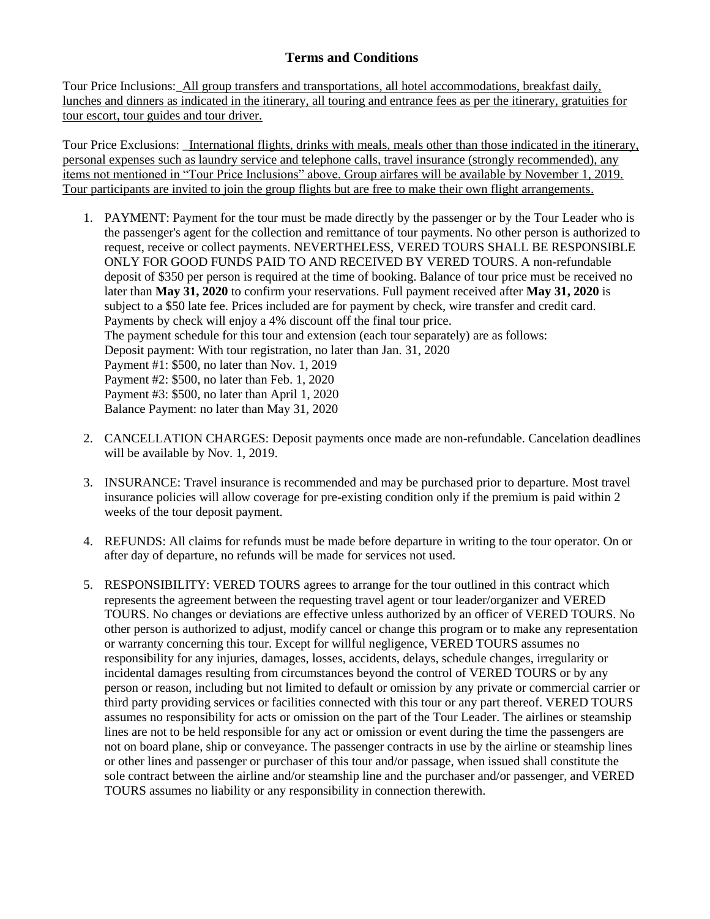## Terms and Conditions

Tour Price Inclusions: All group transfers and transportations, all hotel accommodations, breakfast daily, lunches and dinners as indicated in the itinerary, all touring and entrance fees as per the itinerary, gratuities for tour escort, tour guides and tour driver.

Tour Price Exclusions: International flights, drinks with meals, meals other than those indicated in the itinerary, personal expenses such as laundry service and telephone calls, travel insurance (strongly recommended), any items not mentioned in "Tour Price Inclusions" above. Group airfares will be available by November 1, 2019. Tour participants are invited to join the group flights but are free to make their own flight arrangements.

1. PAYMENT: Payment for the tour must be made directly by the passenger or by the Tour Leader who is the passenger's agent for the collection and remittance of tour payments. No other person is authorized to request, receive or collect payments. NEVERTHELESS, VERED TOURS SHALL BE RESPONSIBLE ONLY FOR GOOD FUNDS PAID TO AND RECEIVED BY VERED TOURS. A non-refundable deposit of $350 per person is required at the time of booking. Balance of tour price must be received no later than **May 31, 2020** to confirm your reservations. Full payment received after **May 31, 2020** is subject to a $50 late fee. Prices included are for payment by check, wire transfer and credit card. Payments by check will enjoy a 4% discount off the final tour price.
   The payment schedule for this tour and extension (each tour separately) are as follows:
   Deposit payment: With tour registration, no later than Jan. 31, 2020
   Payment #1: $500, no later than Nov. 1, 2019
   Payment #2: $500, no later than Feb. 1, 2020
   Payment #3: $500, no later than April 1, 2020
   Balance Payment: no later than May 31, 2020

2. CANCELLATION CHARGES: Deposit payments once made are non-refundable. Cancelation deadlines will be available by Nov. 1, 2019.

3. INSURANCE: Travel insurance is recommended and may be purchased prior to departure. Most travel insurance policies will allow coverage for pre-existing condition only if the premium is paid within 2 weeks of the tour deposit payment.

4. REFUNDS: All claims for refunds must be made before departure in writing to the tour operator. On or after day of departure, no refunds will be made for services not used.

5. RESPONSIBILITY: VERED TOURS agrees to arrange for the tour outlined in this contract which represents the agreement between the requesting travel agent or tour leader/organizer and VERED TOURS. No changes or deviations are effective unless authorized by an officer of VERED TOURS. No other person is authorized to adjust, modify cancel or change this program or to make any representation or warranty concerning this tour. Except for willful negligence, VERED TOURS assumes no responsibility for any injuries, damages, losses, accidents, delays, schedule changes, irregularity or incidental damages resulting from circumstances beyond the control of VERED TOURS or by any person or reason, including but not limited to default or omission by any private or commercial carrier or third party providing services or facilities connected with this tour or any part thereof. VERED TOURS assumes no responsibility for acts or omission on the part of the Tour Leader. The airlines or steamship lines are not to be held responsible for any act or omission or event during the time the passengers are not on board plane, ship or conveyance. The passenger contracts in use by the airline or steamship lines or other lines and passenger or purchaser of this tour and/or passage, when issued shall constitute the sole contract between the airline and/or steamship line and the purchaser and/or passenger, and VERED TOURS assumes no liability or any responsibility in connection therewith.